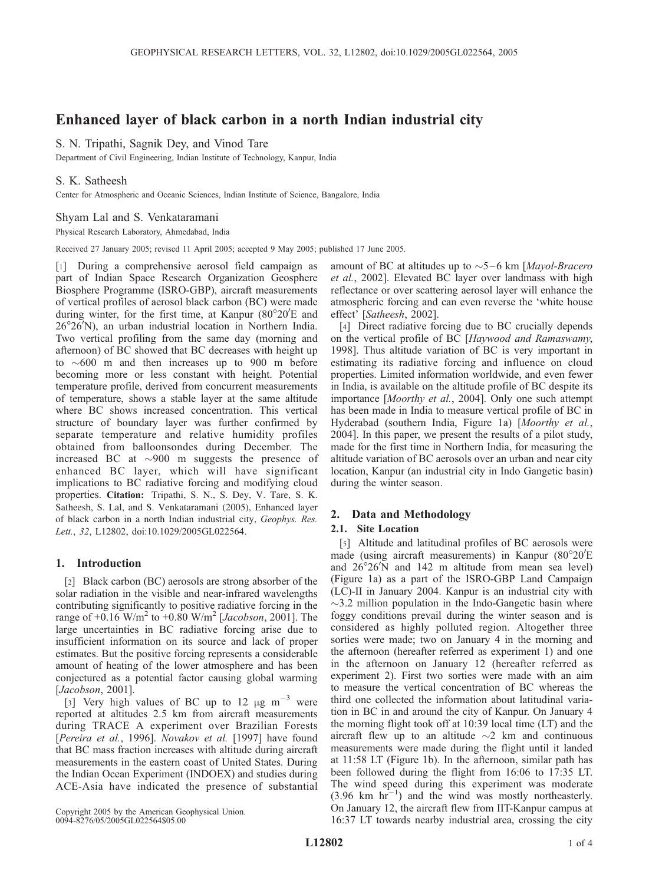# Enhanced layer of black carbon in a north Indian industrial city

S. N. Tripathi, Sagnik Dey, and Vinod Tare

Department of Civil Engineering, Indian Institute of Technology, Kanpur, India

S. K. Satheesh

Center for Atmospheric and Oceanic Sciences, Indian Institute of Science, Bangalore, India

Shyam Lal and S. Venkataramani

Physical Research Laboratory, Ahmedabad, India

Received 27 January 2005; revised 11 April 2005; accepted 9 May 2005; published 17 June 2005.

[1] During a comprehensive aerosol field campaign as part of Indian Space Research Organization Geosphere Biosphere Programme (ISRO-GBP), aircraft measurements of vertical profiles of aerosol black carbon (BC) were made during winter, for the first time, at Kanpur (80°20′E and 26°26′N), an urban industrial location in Northern India. Two vertical profiling from the same day (morning and afternoon) of BC showed that BC decreases with height up to ~600 m and then increases up to 900 m before becoming more or less constant with height. Potential temperature profile, derived from concurrent measurements of temperature, shows a stable layer at the same altitude where BC shows increased concentration. This vertical structure of boundary layer was further confirmed by separate temperature and relative humidity profiles obtained from balloonsondes during December. The increased BC at ~900 m suggests the presence of enhanced BC layer, which will have significant implications to BC radiative forcing and modifying cloud properties. **Citation:** Tripathi, S. N., S. Dey, V. Tare, S. K. Satheesh, S. Lal, and S. Venkataramani (2005), Enhanced layer of black carbon in a north Indian industrial city, *Geophys. Res. Lett.*, *32*, L12802, doi:10.1029/2005GL022564.

## 1. Introduction

[2] Black carbon (BC) aerosols are strong absorber of the solar radiation in the visible and near-infrared wavelengths contributing significantly to positive radiative forcing in the range of +0.16 W/m$^2$ to +0.80 W/m$^2$ [*Jacobson*, 2001]. The large uncertainties in BC radiative forcing arise due to insufficient information on its source and lack of proper estimates. But the positive forcing represents a considerable amount of heating of the lower atmosphere and has been conjectured as a potential factor causing global warming [*Jacobson*, 2001].

[3] Very high values of BC up to 12 μg m$^{-3}$ were reported at altitudes 2.5 km from aircraft measurements during TRACE A experiment over Brazilian Forests [*Pereira et al.*, 1996]. *Novakov et al.* [1997] have found that BC mass fraction increases with altitude during aircraft measurements in the eastern coast of United States. During the Indian Ocean Experiment (INDOEX) and studies during ACE-Asia have indicated the presence of substantial amount of BC at altitudes up to ~5–6 km [*Mayol-Bracero et al.*, 2002]. Elevated BC layer over landmass with high reflectance or over scattering aerosol layer will enhance the atmospheric forcing and can even reverse the 'white house effect' [*Satheesh*, 2002].

[4] Direct radiative forcing due to BC crucially depends on the vertical profile of BC [*Haywood and Ramaswamy*, 1998]. Thus altitude variation of BC is very important in estimating its radiative forcing and influence on cloud properties. Limited information worldwide, and even fewer in India, is available on the altitude profile of BC despite its importance [*Moorthy et al.*, 2004]. Only one such attempt has been made in India to measure vertical profile of BC in Hyderabad (southern India, Figure 1a) [*Moorthy et al.*, 2004]. In this paper, we present the results of a pilot study, made for the first time in Northern India, for measuring the altitude variation of BC aerosols over an urban and near city location, Kanpur (an industrial city in Indo Gangetic basin) during the winter season.

## 2. Data and Methodology

### 2.1. Site Location

[5] Altitude and latitudinal profiles of BC aerosols were made (using aircraft measurements) in Kanpur (80°20′E and 26°26′N and 142 m altitude from mean sea level) (Figure 1a) as a part of the ISRO-GBP Land Campaign (LC)-II in January 2004. Kanpur is an industrial city with ~3.2 million population in the Indo-Gangetic basin where foggy conditions prevail during the winter season and is considered as highly polluted region. Altogether three sorties were made; two on January 4 in the morning and the afternoon (hereafter referred as experiment 1) and one in the afternoon on January 12 (hereafter referred as experiment 2). First two sorties were made with an aim to measure the vertical concentration of BC whereas the third one collected the information about latitudinal variation in BC in and around the city of Kanpur. On January 4 the morning flight took off at 10:39 local time (LT) and the aircraft flew up to an altitude ~2 km and continuous measurements were made during the flight until it landed at 11:58 LT (Figure 1b). In the afternoon, similar path has been followed during the flight from 16:06 to 17:35 LT. The wind speed during this experiment was moderate (3.96 km hr$^{-1}$) and the wind was mostly northeasterly. On January 12, the aircraft flew from IIT-Kanpur campus at 16:37 LT towards nearby industrial area, crossing the city

Copyright 2005 by the American Geophysical Union.
0094-8276/05/2005GL022564$05.00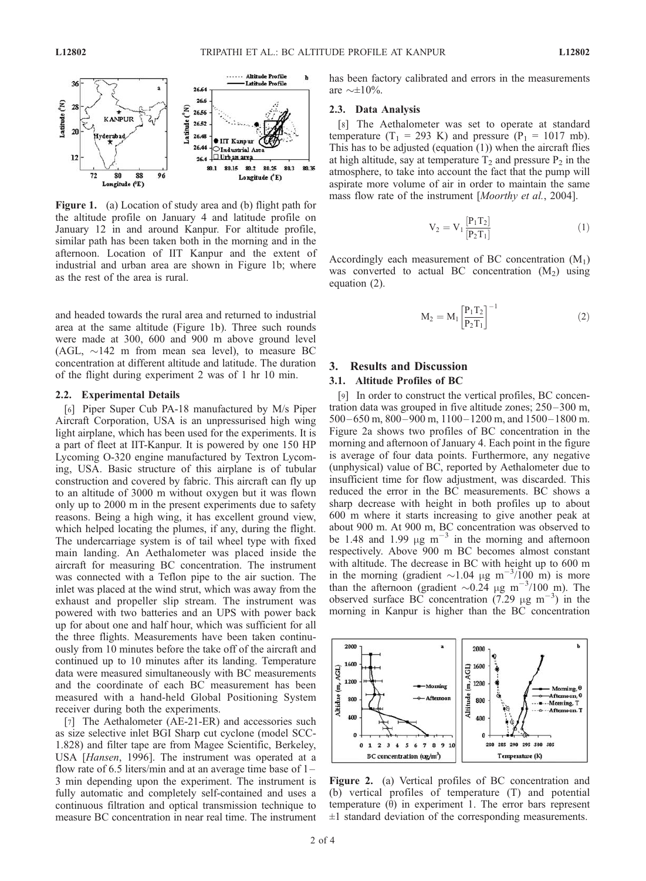**Figure 1.** (a) Location of study area and (b) flight path for the altitude profile on January 4 and latitude profile on January 12 in and around Kanpur. For altitude profile, similar path has been taken both in the morning and in the afternoon. Location of IIT Kanpur and the extent of industrial and urban area are shown in Figure 1b; where as the rest of the area is rural.

and headed towards the rural area and returned to industrial area at the same altitude (Figure 1b). Three such rounds were made at 300, 600 and 900 m above ground level (AGL, ~142 m from mean sea level), to measure BC concentration at different altitude and latitude. The duration of the flight during experiment 2 was of 1 hr 10 min.

### 2.2. Experimental Details

[6] Piper Super Cub PA-18 manufactured by M/s Piper Aircraft Corporation, USA is an unpressurised high wing light airplane, which has been used for the experiments. It is a part of fleet at IIT-Kanpur. It is powered by one 150 HP Lycoming O-320 engine manufactured by Textron Lycoming, USA. Basic structure of this airplane is of tubular construction and covered by fabric. This aircraft can fly up to an altitude of 3000 m without oxygen but it was flown only up to 2000 m in the present experiments due to safety reasons. Being a high wing, it has excellent ground view, which helped locating the plumes, if any, during the flight. The undercarriage system is of tail wheel type with fixed main landing. An Aethalometer was placed inside the aircraft for measuring BC concentration. The instrument was connected with a Teflon pipe to the air suction. The inlet was placed at the wind strut, which was away from the exhaust and propeller slip stream. The instrument was powered with two batteries and an UPS with power back up for about one and half hour, which was sufficient for all the three flights. Measurements have been taken continuously from 10 minutes before the take off of the aircraft and continued up to 10 minutes after its landing. Temperature data were measured simultaneously with BC measurements and the coordinate of each BC measurement has been measured with a hand-held Global Positioning System receiver during both the experiments.

[7] The Aethalometer (AE-21-ER) and accessories such as size selective inlet BGI Sharp cut cyclone (model SCC-1.828) and filter tape are from Magee Scientific, Berkeley, USA [*Hansen*, 1996]. The instrument was operated at a flow rate of 6.5 liters/min and at an average time base of 1–3 min depending upon the experiment. The instrument is fully automatic and completely self-contained and uses a continuous filtration and optical transmission technique to measure BC concentration in near real time. The instrument has been factory calibrated and errors in the measurements are ~±10%.

### 2.3. Data Analysis

[8] The Aethalometer was set to operate at standard temperature ($T_1$ = 293 K) and pressure ($P_1$ = 1017 mb). This has to be adjusted (equation (1)) when the aircraft flies at high altitude, say at temperature $T_2$ and pressure $P_2$ in the atmosphere, to take into account the fact that the pump will aspirate more volume of air in order to maintain the same mass flow rate of the instrument [*Moorthy et al.*, 2004].

$$V_2 = V_1 \frac{[P_1 T_2]}{[P_2 T_1]} \tag{1}$$

Accordingly each measurement of BC concentration ($M_1$) was converted to actual BC concentration ($M_2$) using equation (2).

$$M_2 = M_1 \left[\frac{P_1 T_2}{P_2 T_1}\right]^{-1} \tag{2}$$

## 3. Results and Discussion

### 3.1. Altitude Profiles of BC

[9] In order to construct the vertical profiles, BC concentration data was grouped in five altitude zones; 250–300 m, 500–650 m, 800–900 m, 1100–1200 m, and 1500–1800 m. Figure 2a shows two profiles of BC concentration in the morning and afternoon of January 4. Each point in the figure is average of four data points. Furthermore, any negative (unphysical) value of BC, reported by Aethalometer due to insufficient time for flow adjustment, was discarded. This reduced the error in the BC measurements. BC shows a sharp decrease with height in both profiles up to about 600 m where it starts increasing to give another peak at about 900 m. At 900 m, BC concentration was observed to be 1.48 and 1.99 μg $m^{-3}$ in the morning and afternoon respectively. Above 900 m BC becomes almost constant with altitude. The decrease in BC with height up to 600 m in the morning (gradient ~1.04 μg $m^{-3}$/100 m) is more than the afternoon (gradient ~0.24 μg $m^{-3}$/100 m). The observed surface BC concentration (7.29 μg $m^{-3}$) in the morning in Kanpur is higher than the BC concentration

**Figure 2.** (a) Vertical profiles of BC concentration and (b) vertical profiles of temperature (T) and potential temperature (θ) in experiment 1. The error bars represent ±1 standard deviation of the corresponding measurements.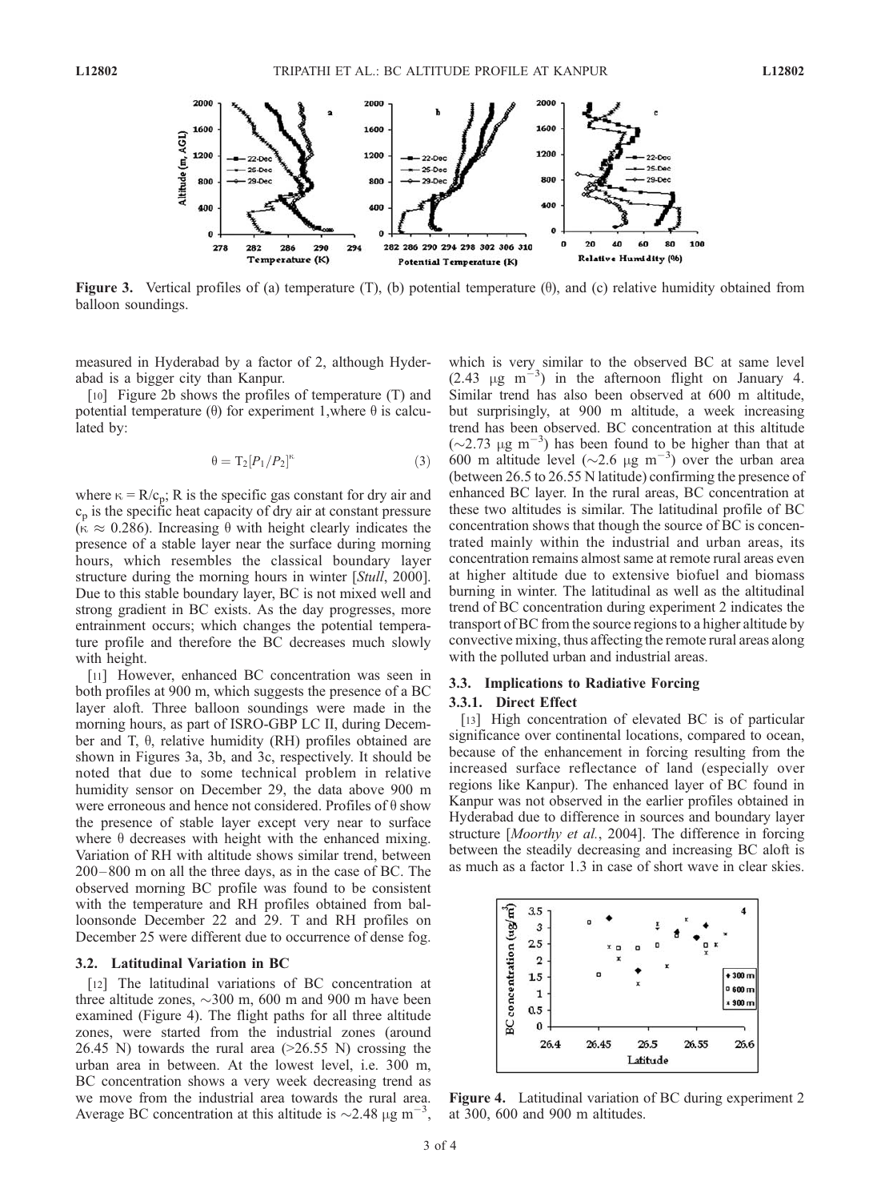**Figure 3.** Vertical profiles of (a) temperature (T), (b) potential temperature (θ), and (c) relative humidity obtained from balloon soundings.

measured in Hyderabad by a factor of 2, although Hyderabad is a bigger city than Kanpur.

[10] Figure 2b shows the profiles of temperature (T) and potential temperature (θ) for experiment 1,where θ is calculated by:

$$\theta = T_2[P_1/P_2]^{\kappa} \tag{3}$$

where $\kappa = R/c_p$; R is the specific gas constant for dry air and $c_p$ is the specific heat capacity of dry air at constant pressure ($\kappa \approx 0.286$). Increasing θ with height clearly indicates the presence of a stable layer near the surface during morning hours, which resembles the classical boundary layer structure during the morning hours in winter [*Stull*, 2000]. Due to this stable boundary layer, BC is not mixed well and strong gradient in BC exists. As the day progresses, more entrainment occurs; which changes the potential temperature profile and therefore the BC decreases much slowly with height.

[11] However, enhanced BC concentration was seen in both profiles at 900 m, which suggests the presence of a BC layer aloft. Three balloon soundings were made in the morning hours, as part of ISRO-GBP LC II, during December and T, θ, relative humidity (RH) profiles obtained are shown in Figures 3a, 3b, and 3c, respectively. It should be noted that due to some technical problem in relative humidity sensor on December 29, the data above 900 m were erroneous and hence not considered. Profiles of θ show the presence of stable layer except very near to surface where θ decreases with height with the enhanced mixing. Variation of RH with altitude shows similar trend, between 200–800 m on all the three days, as in the case of BC. The observed morning BC profile was found to be consistent with the temperature and RH profiles obtained from balloonsonde December 22 and 29. T and RH profiles on December 25 were different due to occurrence of dense fog.

### 3.2. Latitudinal Variation in BC

[12] The latitudinal variations of BC concentration at three altitude zones, ~300 m, 600 m and 900 m have been examined (Figure 4). The flight paths for all three altitude zones, were started from the industrial zones (around 26.45 N) towards the rural area (>26.55 N) crossing the urban area in between. At the lowest level, i.e. 300 m, BC concentration shows a very week decreasing trend as we move from the industrial area towards the rural area. Average BC concentration at this altitude is ~2.48 μg m$^{-3}$, which is very similar to the observed BC at same level (2.43 μg m$^{-3}$) in the afternoon flight on January 4. Similar trend has also been observed at 600 m altitude, but surprisingly, at 900 m altitude, a week increasing trend has been observed. BC concentration at this altitude (~2.73 μg m$^{-3}$) has been found to be higher than that at 600 m altitude level (~2.6 μg m$^{-3}$) over the urban area (between 26.5 to 26.55 N latitude) confirming the presence of enhanced BC layer. In the rural areas, BC concentration at these two altitudes is similar. The latitudinal profile of BC concentration shows that though the source of BC is concentrated mainly within the industrial and urban areas, its concentration remains almost same at remote rural areas even at higher altitude due to extensive biofuel and biomass burning in winter. The latitudinal as well as the altitudinal trend of BC concentration during experiment 2 indicates the transport of BC from the source regions to a higher altitude by convective mixing, thus affecting the remote rural areas along with the polluted urban and industrial areas.

### 3.3. Implications to Radiative Forcing

#### 3.3.1. Direct Effect

[13] High concentration of elevated BC is of particular significance over continental locations, compared to ocean, because of the enhancement in forcing resulting from the increased surface reflectance of land (especially over regions like Kanpur). The enhanced layer of BC found in Kanpur was not observed in the earlier profiles obtained in Hyderabad due to difference in sources and boundary layer structure [*Moorthy et al.*, 2004]. The difference in forcing between the steadily decreasing and increasing BC aloft is as much as a factor 1.3 in case of short wave in clear skies.

**Figure 4.** Latitudinal variation of BC during experiment 2 at 300, 600 and 900 m altitudes.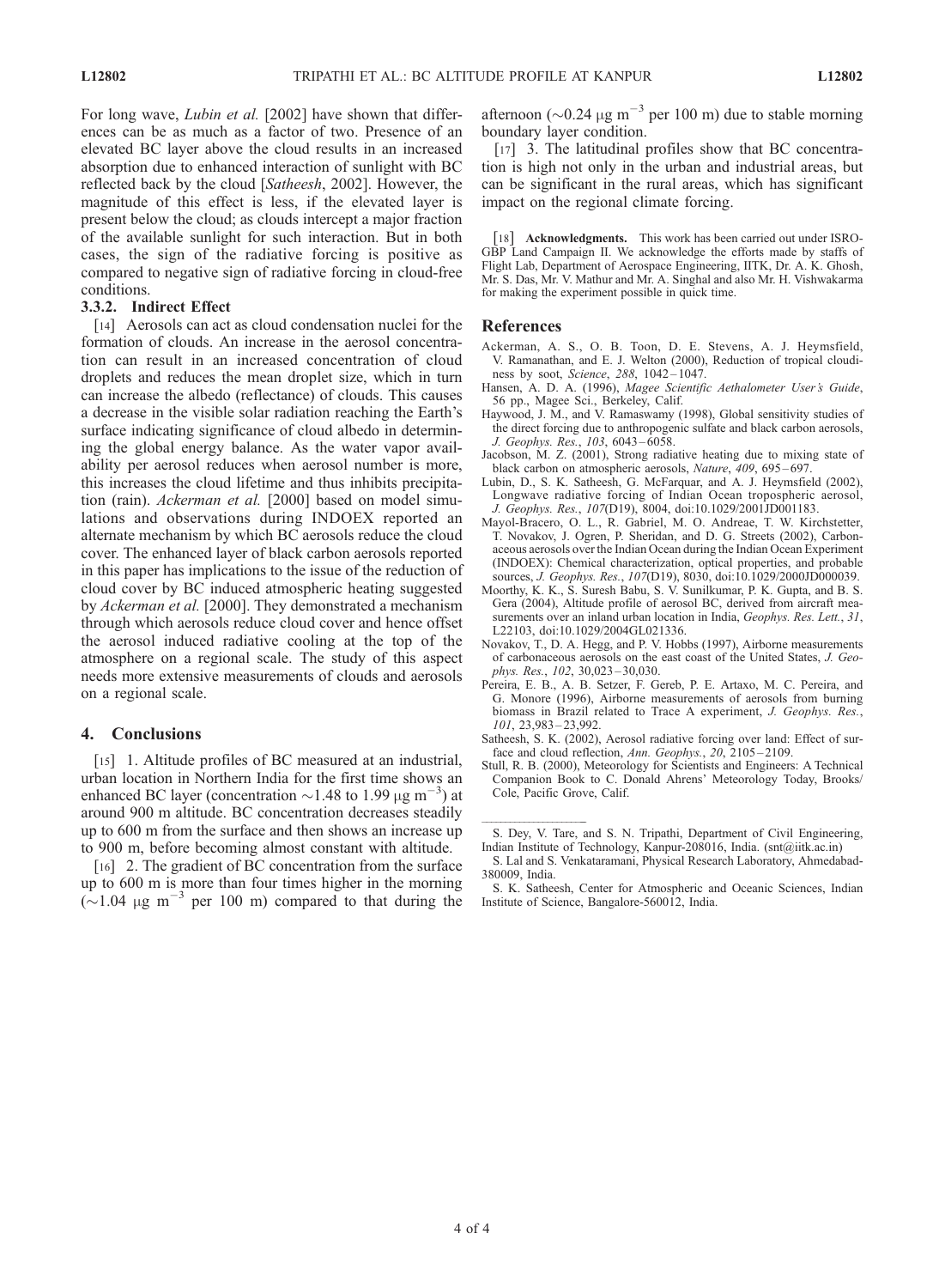For long wave, *Lubin et al.* [2002] have shown that differences can be as much as a factor of two. Presence of an elevated BC layer above the cloud results in an increased absorption due to enhanced interaction of sunlight with BC reflected back by the cloud [*Satheesh*, 2002]. However, the magnitude of this effect is less, if the elevated layer is present below the cloud; as clouds intercept a major fraction of the available sunlight for such interaction. But in both cases, the sign of the radiative forcing is positive as compared to negative sign of radiative forcing in cloud-free conditions.

### 3.3.2. Indirect Effect

[14] Aerosols can act as cloud condensation nuclei for the formation of clouds. An increase in the aerosol concentration can result in an increased concentration of cloud droplets and reduces the mean droplet size, which in turn can increase the albedo (reflectance) of clouds. This causes a decrease in the visible solar radiation reaching the Earth's surface indicating significance of cloud albedo in determining the global energy balance. As the water vapor availability per aerosol reduces when aerosol number is more, this increases the cloud lifetime and thus inhibits precipitation (rain). *Ackerman et al.* [2000] based on model simulations and observations during INDOEX reported an alternate mechanism by which BC aerosols reduce the cloud cover. The enhanced layer of black carbon aerosols reported in this paper has implications to the issue of the reduction of cloud cover by BC induced atmospheric heating suggested by *Ackerman et al.* [2000]. They demonstrated a mechanism through which aerosols reduce cloud cover and hence offset the aerosol induced radiative cooling at the top of the atmosphere on a regional scale. The study of this aspect needs more extensive measurements of clouds and aerosols on a regional scale.

## 4. Conclusions

[15] 1. Altitude profiles of BC measured at an industrial, urban location in Northern India for the first time shows an enhanced BC layer (concentration ~1.48 to 1.99 $\mu g\ m^{-3}$) at around 900 m altitude. BC concentration decreases steadily up to 600 m from the surface and then shows an increase up to 900 m, before becoming almost constant with altitude.

[16] 2. The gradient of BC concentration from the surface up to 600 m is more than four times higher in the morning (~1.04 $\mu g\ m^{-3}$ per 100 m) compared to that during the afternoon (~0.24 $\mu g\ m^{-3}$ per 100 m) due to stable morning boundary layer condition.

[17] 3. The latitudinal profiles show that BC concentration is high not only in the urban and industrial areas, but can be significant in the rural areas, which has significant impact on the regional climate forcing.

[18] **Acknowledgments.** This work has been carried out under ISRO-GBP Land Campaign II. We acknowledge the efforts made by staffs of Flight Lab, Department of Aerospace Engineering, IITK, Dr. A. K. Ghosh, Mr. S. Das, Mr. V. Mathur and Mr. A. Singhal and also Mr. H. Vishwakarma for making the experiment possible in quick time.

## References

Ackerman, A. S., O. B. Toon, D. E. Stevens, A. J. Heymsfield, V. Ramanathan, and E. J. Welton (2000), Reduction of tropical cloudiness by soot, *Science*, *288*, 1042–1047.

Hansen, A. D. A. (1996), *Magee Scientific Aethalometer User's Guide*, 56 pp., Magee Sci., Berkeley, Calif.

Haywood, J. M., and V. Ramaswamy (1998), Global sensitivity studies of the direct forcing due to anthropogenic sulfate and black carbon aerosols, *J. Geophys. Res.*, *103*, 6043–6058.

Jacobson, M. Z. (2001), Strong radiative heating due to mixing state of black carbon on atmospheric aerosols, *Nature*, *409*, 695–697.

Lubin, D., S. K. Satheesh, G. McFarquar, and A. J. Heymsfield (2002), Longwave radiative forcing of Indian Ocean tropospheric aerosol, *J. Geophys. Res.*, *107*(D19), 8004, doi:10.1029/2001JD001183.

Mayol-Bracero, O. L., R. Gabriel, M. O. Andreae, T. W. Kirchstetter, T. Novakov, J. Ogren, P. Sheridan, and D. G. Streets (2002), Carbonaceous aerosols over the Indian Ocean during the Indian Ocean Experiment (INDOEX): Chemical characterization, optical properties, and probable sources, *J. Geophys. Res.*, *107*(D19), 8030, doi:10.1029/2000JD000039.

Moorthy, K. K., S. Suresh Babu, S. V. Sunilkumar, P. K. Gupta, and B. S. Gera (2004), Altitude profile of aerosol BC, derived from aircraft measurements over an inland urban location in India, *Geophys. Res. Lett.*, *31*, L22103, doi:10.1029/2004GL021336.

Novakov, T., D. A. Hegg, and P. V. Hobbs (1997), Airborne measurements of carbonaceous aerosols on the east coast of the United States, *J. Geophys. Res.*, *102*, 30,023–30,030.

Pereira, E. B., A. B. Setzer, F. Gereb, P. E. Artaxo, M. C. Pereira, and G. Monore (1996), Airborne measurements of aerosols from burning biomass in Brazil related to Trace A experiment, *J. Geophys. Res.*, *101*, 23,983–23,992.

Satheesh, S. K. (2002), Aerosol radiative forcing over land: Effect of surface and cloud reflection, *Ann. Geophys.*, *20*, 2105–2109.

Stull, R. B. (2000), Meteorology for Scientists and Engineers: A Technical Companion Book to C. Donald Ahrens' Meteorology Today, Brooks/Cole, Pacific Grove, Calif.

---

S. Dey, V. Tare, and S. N. Tripathi, Department of Civil Engineering, Indian Institute of Technology, Kanpur-208016, India. (snt@iitk.ac.in)

S. Lal and S. Venkataramani, Physical Research Laboratory, Ahmedabad-380009, India.

S. K. Satheesh, Center for Atmospheric and Oceanic Sciences, Indian Institute of Science, Bangalore-560012, India.